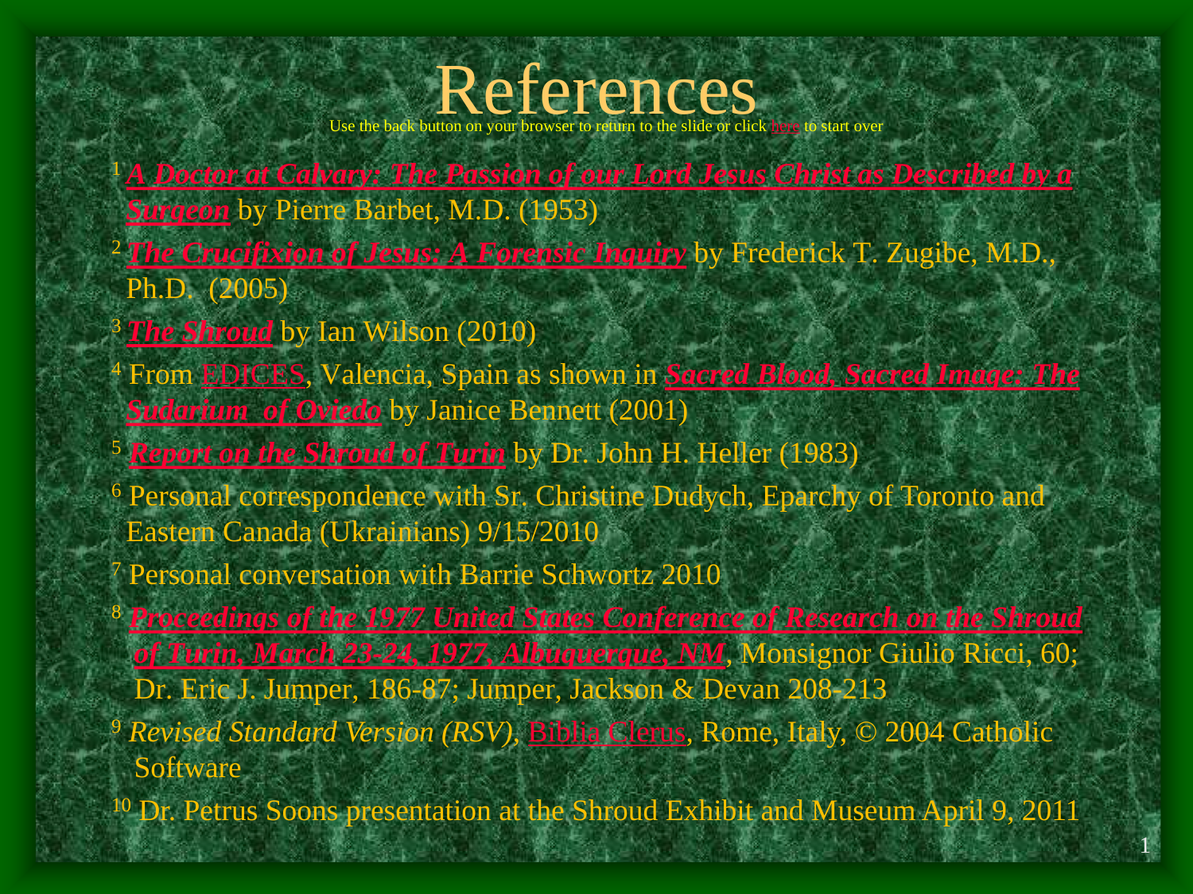# References

Use the back button on your browser to return to the slide or click here to start over

[1] ***A Doctor at Calvary: The Passion of our Lord Jesus Christ as Described by a Surgeon*** by Pierre Barbet, M.D. (1953)

[2] ***The Crucifixion of Jesus: A Forensic Inquiry*** by Frederick T. Zugibe, M.D., Ph.D. (2005)

[3] ***The Shroud*** by Ian Wilson (2010)

[4] From EDICES, Valencia, Spain as shown in ***Sacred Blood, Sacred Image: The Sudarium of Oviedo*** by Janice Bennett (2001)

[5] ***Report on the Shroud of Turin*** by Dr. John H. Heller (1983)

[6] Personal correspondence with Sr. Christine Dudych, Eparchy of Toronto and Eastern Canada (Ukrainians) 9/15/2010

[7] Personal conversation with Barrie Schwortz 2010

[8] ***Proceedings of the 1977 United States Conference of Research on the Shroud of Turin, March 23-24, 1977, Albuquerque, NM***, Monsignor Giulio Ricci, 60; Dr. Eric J. Jumper, 186-87; Jumper, Jackson & Devan 208-213

[9] *Revised Standard Version (RSV)*, Biblia Clerus, Rome, Italy, © 2004 Catholic Software

[10] Dr. Petrus Soons presentation at the Shroud Exhibit and Museum April 9, 2011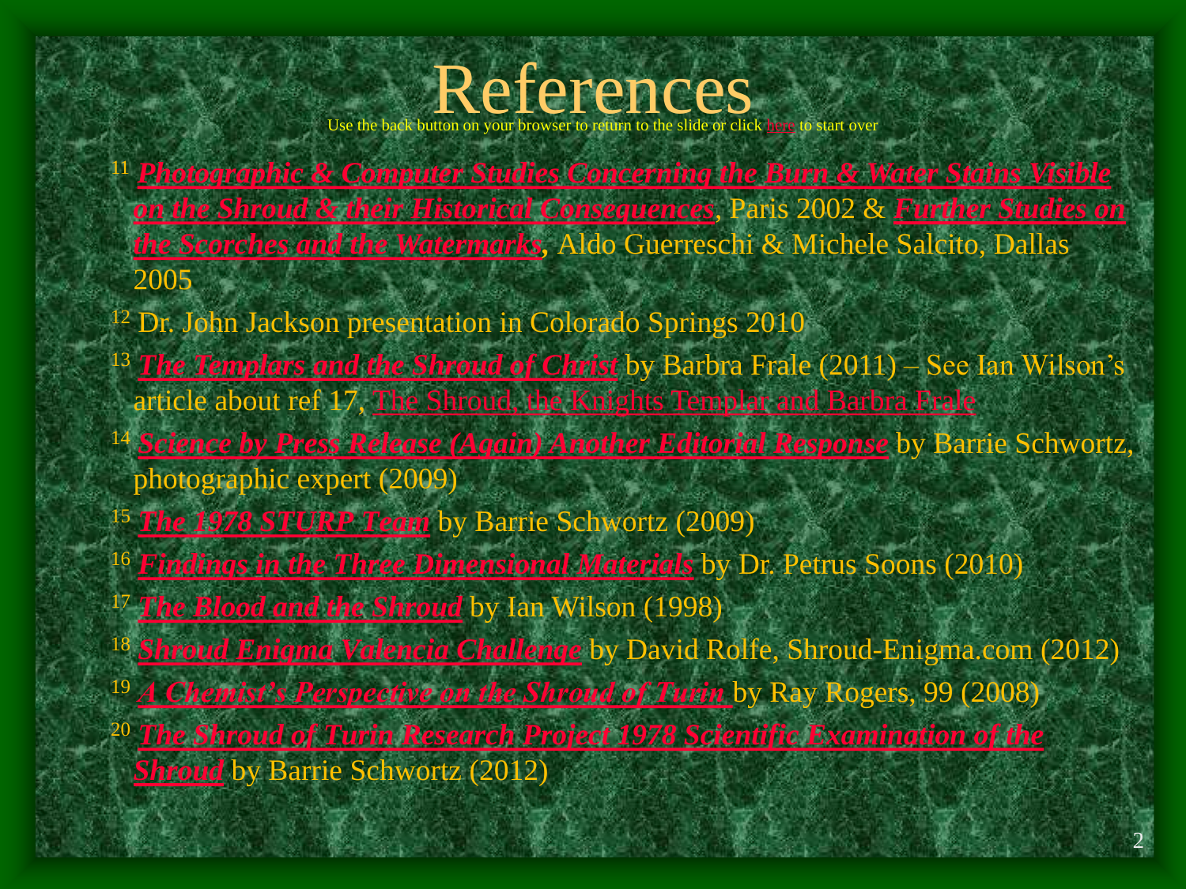# References

Use the back button on your browser to return to the slide or click here to start over

[11] ***Photographic & Computer Studies Concerning the Burn & Water Stains Visible on the Shroud & their Historical Consequences***, Paris 2002 & ***Further Studies on the Scorches and the Watermarks***, Aldo Guerreschi & Michele Salcito, Dallas 2005

[12] Dr. John Jackson presentation in Colorado Springs 2010

[13] ***The Templars and the Shroud of Christ*** by Barbra Frale (2011) – See Ian Wilson's article about ref 17, The Shroud, the Knights Templar and Barbra Frale

[14] ***Science by Press Release (Again) Another Editorial Response*** by Barrie Schwortz, photographic expert (2009)

[15] ***The 1978 STURP Team*** by Barrie Schwortz (2009)

[16] ***Findings in the Three Dimensional Materials*** by Dr. Petrus Soons (2010)

[17] ***The Blood and the Shroud*** by Ian Wilson (1998)

[18] ***Shroud Enigma Valencia Challenge*** by David Rolfe, Shroud-Enigma.com (2012)

[19] ***A Chemist's Perspective on the Shroud of Turin*** by Ray Rogers, 99 (2008)

[20] ***The Shroud of Turin Research Project 1978 Scientific Examination of the Shroud*** by Barrie Schwortz (2012)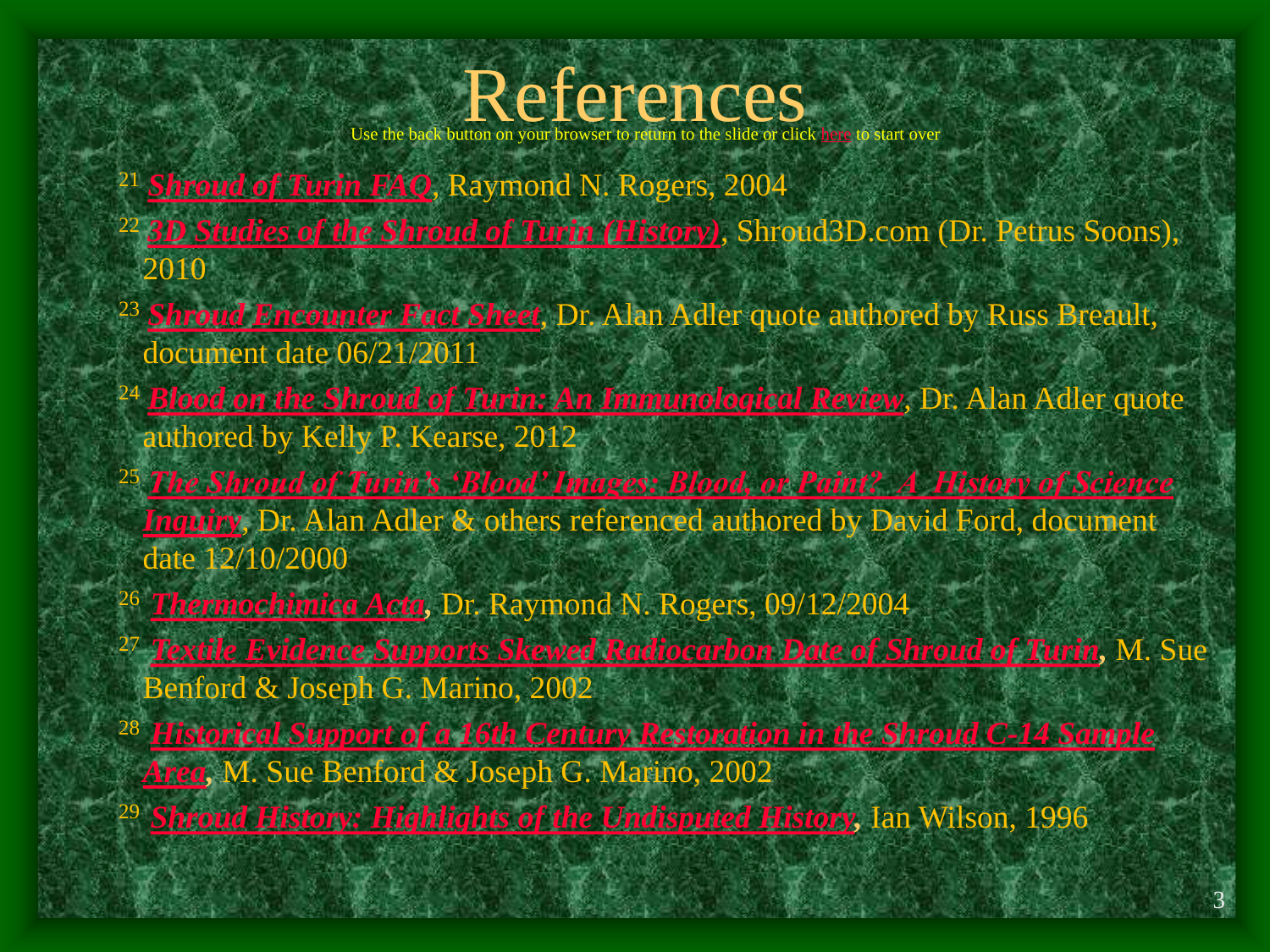# References

Use the back button on your browser to return to the slide or click here to start over

[21] ***Shroud of Turin FAQ***, Raymond N. Rogers, 2004

[22] ***3D Studies of the Shroud of Turin (History)***, Shroud3D.com (Dr. Petrus Soons), 2010

[23] ***Shroud Encounter Fact Sheet***, Dr. Alan Adler quote authored by Russ Breault, document date 06/21/2011

[24] ***Blood on the Shroud of Turin: An Immunological Review***, Dr. Alan Adler quote authored by Kelly P. Kearse, 2012

[25] ***The Shroud of Turin's 'Blood' Images: Blood, or Paint? A History of Science Inquiry***, Dr. Alan Adler & others referenced authored by David Ford, document date 12/10/2000

[26] ***Thermochimica Acta***, Dr. Raymond N. Rogers, 09/12/2004

[27] ***Textile Evidence Supports Skewed Radiocarbon Date of Shroud of Turin***, M. Sue Benford & Joseph G. Marino, 2002

[28] ***Historical Support of a 16th Century Restoration in the Shroud C-14 Sample Area***, M. Sue Benford & Joseph G. Marino, 2002

[29] ***Shroud History: Highlights of the Undisputed History***, Ian Wilson, 1996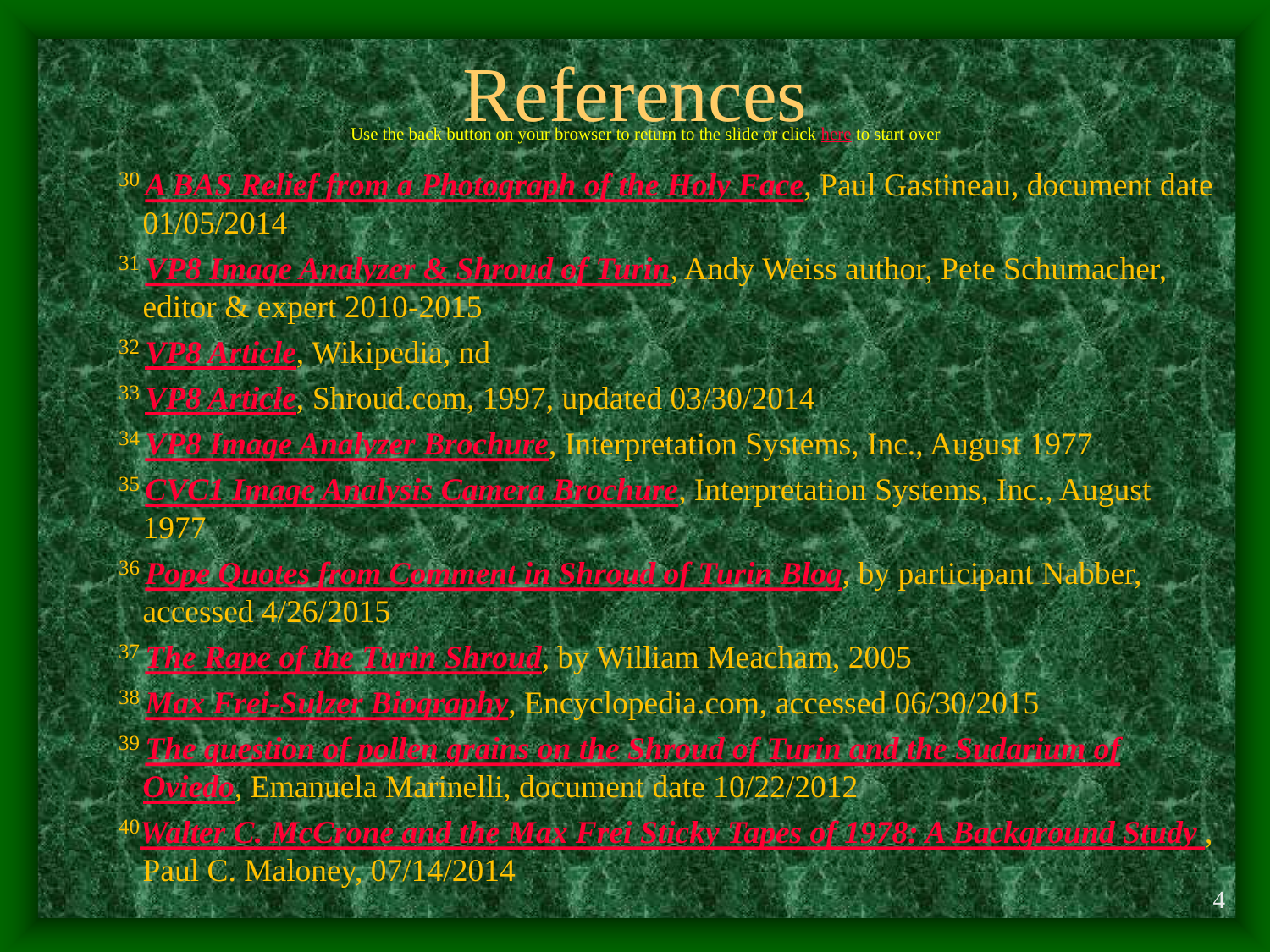# References

Use the back button on your browser to return to the slide or click here to start over

[30] *A BAS Relief from a Photograph of the Holy Face*, Paul Gastineau, document date 01/05/2014

[31] *VP8 Image Analyzer & Shroud of Turin*, Andy Weiss author, Pete Schumacher, editor & expert 2010-2015

[32] *VP8 Article*, Wikipedia, nd

[33] *VP8 Article*, Shroud.com, 1997, updated 03/30/2014

[34] *VP8 Image Analyzer Brochure*, Interpretation Systems, Inc., August 1977

[35] *CVC1 Image Analysis Camera Brochure*, Interpretation Systems, Inc., August 1977

[36] *Pope Quotes from Comment in Shroud of Turin Blog*, by participant Nabber, accessed 4/26/2015

[37] *The Rape of the Turin Shroud*, by William Meacham, 2005

[38] *Max Frei-Sulzer Biography*, Encyclopedia.com, accessed 06/30/2015

[39] *The question of pollen grains on the Shroud of Turin and the Sudarium of Oviedo*, Emanuela Marinelli, document date 10/22/2012

[40] *Walter C. McCrone and the Max Frei Sticky Tapes of 1978: A Background Study* , Paul C. Maloney, 07/14/2014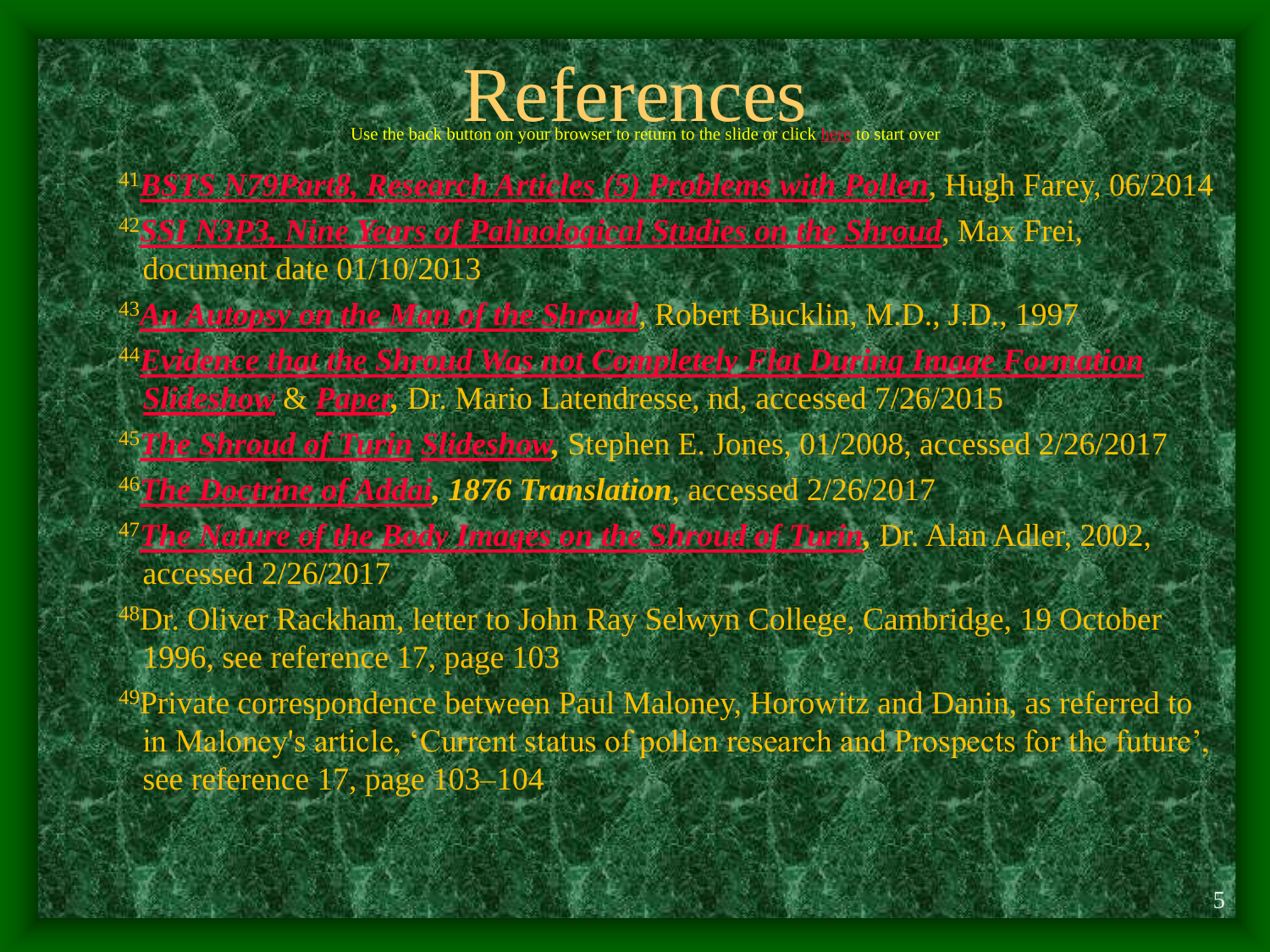# References

Use the back button on your browser to return to the slide or click here to start over

[41]*BSTS N79Part8, Research Articles (5) Problems with Pollen*, Hugh Farey, 06/2014

[42]*SSI N3P3, Nine Years of Palinological Studies on the Shroud*, Max Frei, document date 01/10/2013

[43]*An Autopsy on the Man of the Shroud*, Robert Bucklin, M.D., J.D., 1997

[44]*Evidence that the Shroud Was not Completely Flat During Image Formation Slideshow* & *Paper*, Dr. Mario Latendresse, nd, accessed 7/26/2015

[45]*The Shroud of Turin Slideshow*, Stephen E. Jones, 01/2008, accessed 2/26/2017

[46]*The Doctrine of Addai*, ***1876 Translation***, accessed 2/26/2017

[47]*The Nature of the Body Images on the Shroud of Turin*, Dr. Alan Adler, 2002, accessed 2/26/2017

[48]Dr. Oliver Rackham, letter to John Ray Selwyn College, Cambridge, 19 October 1996, see reference 17, page 103

[49]Private correspondence between Paul Maloney, Horowitz and Danin, as referred to in Maloney's article, 'Current status of pollen research and Prospects for the future', see reference 17, page 103–104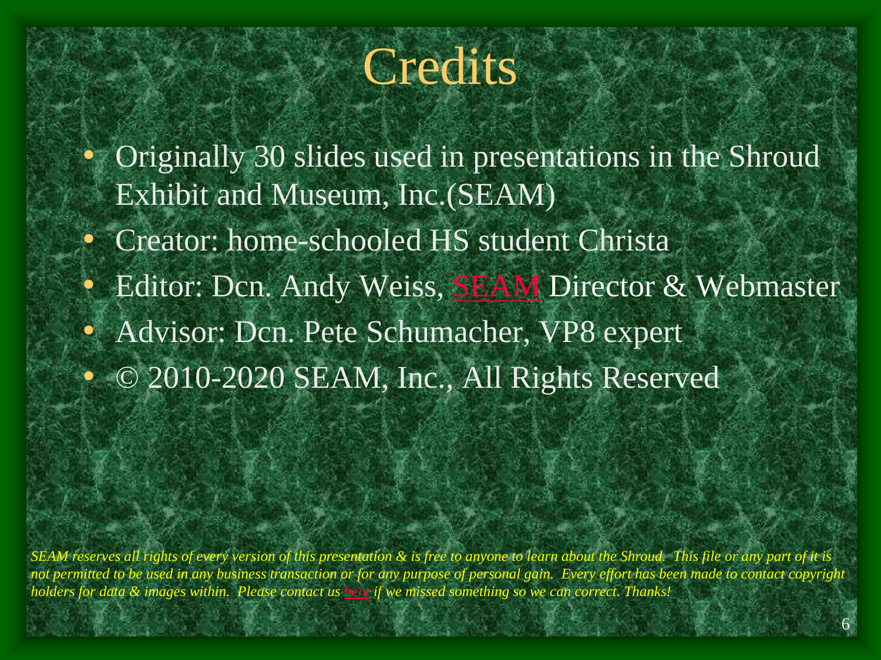# Credits

- Originally 30 slides used in presentations in the Shroud Exhibit and Museum, Inc.(SEAM)
- Creator: home-schooled HS student Christa
- Editor: Dcn. Andy Weiss, SEAM Director & Webmaster
- Advisor: Dcn. Pete Schumacher, VP8 expert
- © 2010-2020 SEAM, Inc., All Rights Reserved

*SEAM reserves all rights of every version of this presentation & is free to anyone to learn about the Shroud. This file or any part of it is not permitted to be used in any business transaction or for any purpose of personal gain. Every effort has been made to contact copyright holders for data & images within. Please contact us here if we missed something so we can correct. Thanks!*